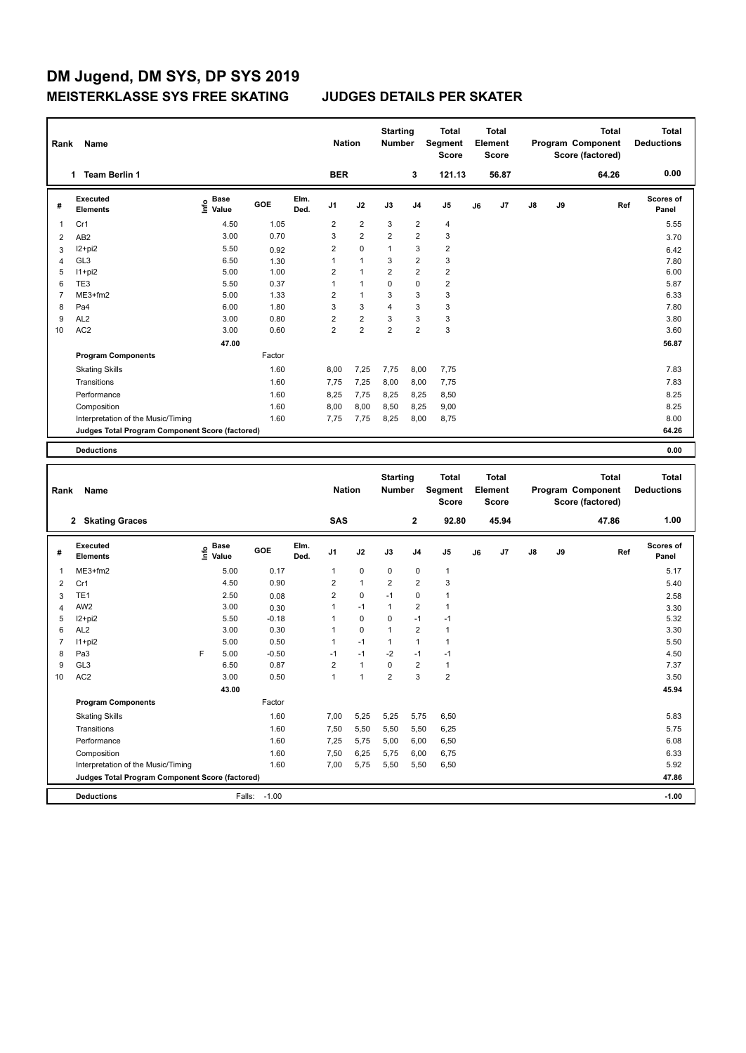# DM Jugend, DM SYS, DP SYS 2019

## MEISTERKLASSE SYS FREE SKATING — JUDGES DETAILS PER SKATER

| Rank | Name | Nation | Starting Number | Total Segment Score | Total Element Score | Total Program Component Score (factored) | Total Deductions |
|---|---|---|---|---|---|---|---|
| 1 | Team Berlin 1 | BER | 3 | 121.13 | 56.87 | 64.26 | 0.00 |

| # | Executed Elements | Info | Base Value | GOE | Elm. Ded. | J1 | J2 | J3 | J4 | J5 | J6 | J7 | J8 | J9 | Ref | Scores of Panel |
|---|---|---|---|---|---|---|---|---|---|---|---|---|---|---|---|---|
| 1 | Cr1 | | 4.50 | 1.05 | | 2 | 2 | 3 | 2 | 4 | | | | | | 5.55 |
| 2 | AB2 | | 3.00 | 0.70 | | 3 | 2 | 2 | 2 | 3 | | | | | | 3.70 |
| 3 | I2+pi2 | | 5.50 | 0.92 | | 2 | 0 | 1 | 3 | 2 | | | | | | 6.42 |
| 4 | GL3 | | 6.50 | 1.30 | | 1 | 1 | 3 | 2 | 3 | | | | | | 7.80 |
| 5 | I1+pi2 | | 5.00 | 1.00 | | 2 | 1 | 2 | 2 | 2 | | | | | | 6.00 |
| 6 | TE3 | | 5.50 | 0.37 | | 1 | 1 | 0 | 0 | 2 | | | | | | 5.87 |
| 7 | ME3+fm2 | | 5.00 | 1.33 | | 2 | 1 | 3 | 3 | 3 | | | | | | 6.33 |
| 8 | Pa4 | | 6.00 | 1.80 | | 3 | 3 | 4 | 3 | 3 | | | | | | 7.80 |
| 9 | AL2 | | 3.00 | 0.80 | | 2 | 2 | 3 | 3 | 3 | | | | | | 3.80 |
| 10 | AC2 | | 3.00 | 0.60 | | 2 | 2 | 2 | 2 | 3 | | | | | | 3.60 |
| | | | 47.00 | | | | | | | | | | | | | 56.87 |
| | **Program Components** | | | Factor | | | | | | | | | | | | |
| | Skating Skills | | | 1.60 | | 8,00 | 7,25 | 7,75 | 8,00 | 7,75 | | | | | | 7.83 |
| | Transitions | | | 1.60 | | 7,75 | 7,25 | 8,00 | 8,00 | 7,75 | | | | | | 7.83 |
| | Performance | | | 1.60 | | 8,25 | 7,75 | 8,25 | 8,25 | 8,50 | | | | | | 8.25 |
| | Composition | | | 1.60 | | 8,00 | 8,00 | 8,50 | 8,25 | 9,00 | | | | | | 8.25 |
| | Interpretation of the Music/Timing | | | 1.60 | | 7,75 | 7,75 | 8,25 | 8,00 | 8,75 | | | | | | 8.00 |
| | **Judges Total Program Component Score (factored)** | | | | | | | | | | | | | | | 64.26 |
| | **Deductions** | | | | | | | | | | | | | | | 0.00 |

| Rank | Name | Nation | Starting Number | Total Segment Score | Total Element Score | Total Program Component Score (factored) | Total Deductions |
|---|---|---|---|---|---|---|---|
| 2 | Skating Graces | SAS | 2 | 92.80 | 45.94 | 47.86 | 1.00 |

| # | Executed Elements | Info | Base Value | GOE | Elm. Ded. | J1 | J2 | J3 | J4 | J5 | J6 | J7 | J8 | J9 | Ref | Scores of Panel |
|---|---|---|---|---|---|---|---|---|---|---|---|---|---|---|---|---|
| 1 | ME3+fm2 | | 5.00 | 0.17 | | 1 | 0 | 0 | 0 | 1 | | | | | | 5.17 |
| 2 | Cr1 | | 4.50 | 0.90 | | 2 | 1 | 2 | 2 | 3 | | | | | | 5.40 |
| 3 | TE1 | | 2.50 | 0.08 | | 2 | 0 | -1 | 0 | 1 | | | | | | 2.58 |
| 4 | AW2 | | 3.00 | 0.30 | | 1 | -1 | 1 | 2 | 1 | | | | | | 3.30 |
| 5 | I2+pi2 | | 5.50 | -0.18 | | 1 | 0 | 0 | -1 | -1 | | | | | | 5.32 |
| 6 | AL2 | | 3.00 | 0.30 | | 1 | 0 | 1 | 2 | 1 | | | | | | 3.30 |
| 7 | I1+pi2 | | 5.00 | 0.50 | | 1 | -1 | 1 | 1 | 1 | | | | | | 5.50 |
| 8 | Pa3 | F | 5.00 | -0.50 | | -1 | -1 | -2 | -1 | -1 | | | | | | 4.50 |
| 9 | GL3 | | 6.50 | 0.87 | | 2 | 1 | 0 | 2 | 1 | | | | | | 7.37 |
| 10 | AC2 | | 3.00 | 0.50 | | 1 | 1 | 2 | 3 | 2 | | | | | | 3.50 |
| | | | 43.00 | | | | | | | | | | | | | 45.94 |
| | **Program Components** | | | Factor | | | | | | | | | | | | |
| | Skating Skills | | | 1.60 | | 7,00 | 5,25 | 5,25 | 5,75 | 6,50 | | | | | | 5.83 |
| | Transitions | | | 1.60 | | 7,50 | 5,50 | 5,50 | 5,50 | 6,25 | | | | | | 5.75 |
| | Performance | | | 1.60 | | 7,25 | 5,75 | 5,00 | 6,00 | 6,50 | | | | | | 6.08 |
| | Composition | | | 1.60 | | 7,50 | 6,25 | 5,75 | 6,00 | 6,75 | | | | | | 6.33 |
| | Interpretation of the Music/Timing | | | 1.60 | | 7,00 | 5,75 | 5,50 | 5,50 | 6,50 | | | | | | 5.92 |
| | **Judges Total Program Component Score (factored)** | | | | | | | | | | | | | | | 47.86 |
| | **Deductions** | | Falls: | -1.00 | | | | | | | | | | | | -1.00 |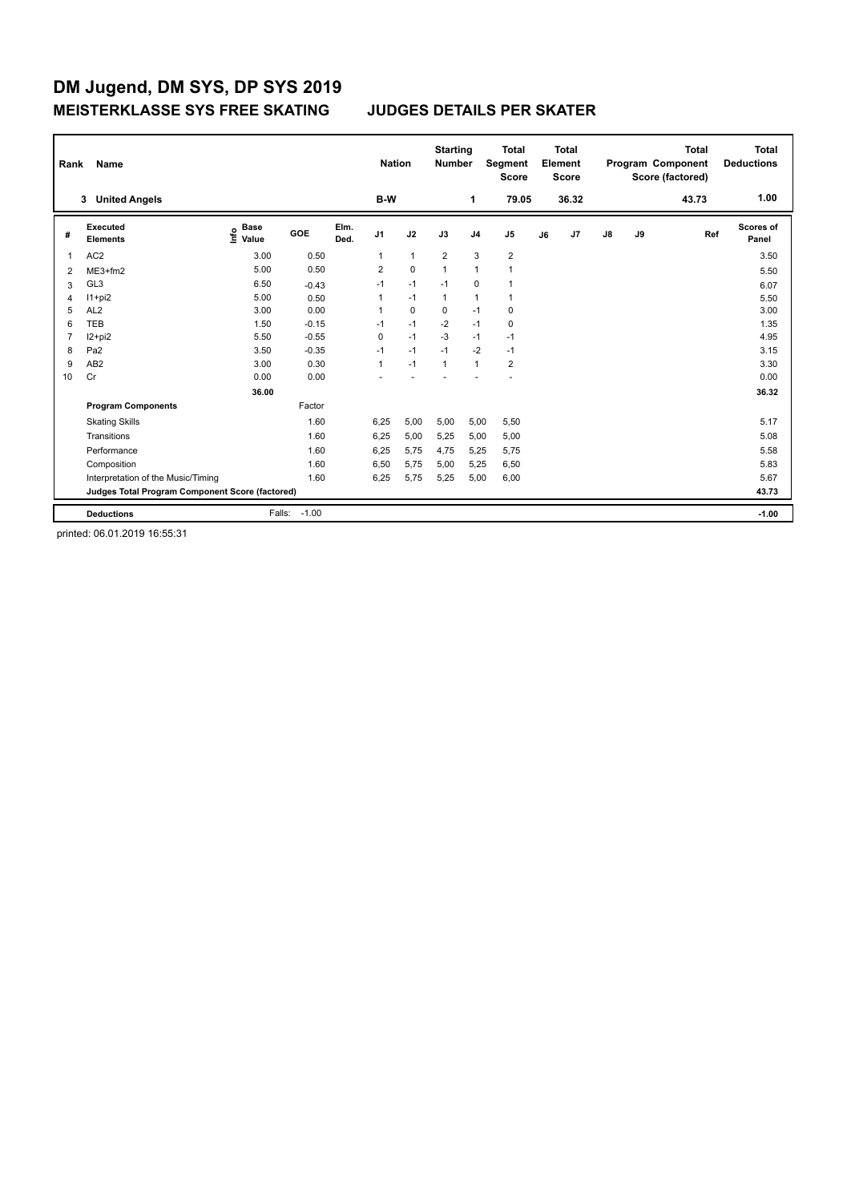# DM Jugend, DM SYS, DP SYS 2019

## MEISTERKLASSE SYS FREE SKATING JUDGES DETAILS PER SKATER

| Rank | Name | Nation | Starting Number | Total Segment Score | Total Element Score | Total Program Component Score (factored) | Total Deductions |
|---|---|---|---|---|---|---|---|
| 3 | United Angels | B-W | 1 | 79.05 | 36.32 | 43.73 | 1.00 |

| # | Executed Elements | Info | Base Value | GOE | Elm. Ded. | J1 | J2 | J3 | J4 | J5 | J6 | J7 | J8 | J9 | Ref | Scores of Panel |
|---|---|---|---|---|---|---|---|---|---|---|---|---|---|---|---|---|
| 1 | AC2 | | 3.00 | 0.50 | | 1 | 1 | 2 | 3 | 2 | | | | | | 3.50 |
| 2 | ME3+fm2 | | 5.00 | 0.50 | | 2 | 0 | 1 | 1 | 1 | | | | | | 5.50 |
| 3 | GL3 | | 6.50 | -0.43 | | -1 | -1 | -1 | 0 | 1 | | | | | | 6.07 |
| 4 | I1+pi2 | | 5.00 | 0.50 | | 1 | -1 | 1 | 1 | 1 | | | | | | 5.50 |
| 5 | AL2 | | 3.00 | 0.00 | | 1 | 0 | 0 | -1 | 0 | | | | | | 3.00 |
| 6 | TEB | | 1.50 | -0.15 | | -1 | -1 | -2 | -1 | 0 | | | | | | 1.35 |
| 7 | I2+pi2 | | 5.50 | -0.55 | | 0 | -1 | -3 | -1 | -1 | | | | | | 4.95 |
| 8 | Pa2 | | 3.50 | -0.35 | | -1 | -1 | -1 | -2 | -1 | | | | | | 3.15 |
| 9 | AB2 | | 3.00 | 0.30 | | 1 | -1 | 1 | 1 | 2 | | | | | | 3.30 |
| 10 | Cr | | 0.00 | 0.00 | | - | - | - | - | - | | | | | | 0.00 |
| | | | 36.00 | | | | | | | | | | | | | 36.32 |

| Program Components | Factor | J1 | J2 | J3 | J4 | J5 | J6 | J7 | J8 | J9 | Scores of Panel |
|---|---|---|---|---|---|---|---|---|---|---|---|
| Skating Skills | 1.60 | 6,25 | 5,00 | 5,00 | 5,00 | 5,50 | | | | | 5.17 |
| Transitions | 1.60 | 6,25 | 5,00 | 5,25 | 5,00 | 5,00 | | | | | 5.08 |
| Performance | 1.60 | 6,25 | 5,75 | 4,75 | 5,25 | 5,75 | | | | | 5.58 |
| Composition | 1.60 | 6,50 | 5,75 | 5,00 | 5,25 | 6,50 | | | | | 5.83 |
| Interpretation of the Music/Timing | 1.60 | 6,25 | 5,75 | 5,25 | 5,00 | 6,00 | | | | | 5.67 |
| Judges Total Program Component Score (factored) | | | | | | | | | | | 43.73 |

| Deductions | Falls: | -1.00 | -1.00 |
|---|---|---|---|

printed: 06.01.2019 16:55:31